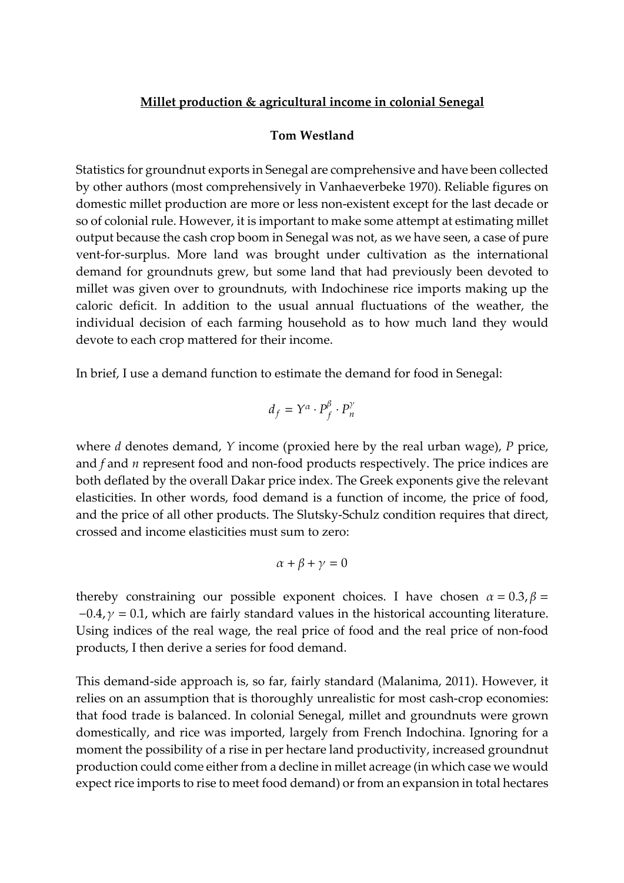**Millet production & agricultural income in colonial Senegal**

**Tom Westland**

Statistics for groundnut exports in Senegal are comprehensive and have been collected by other authors (most comprehensively in Vanhaeverbeke 1970). Reliable figures on domestic millet production are more or less non-existent except for the last decade or so of colonial rule. However, it is important to make some attempt at estimating millet output because the cash crop boom in Senegal was not, as we have seen, a case of pure vent-for-surplus. More land was brought under cultivation as the international demand for groundnuts grew, but some land that had previously been devoted to millet was given over to groundnuts, with Indochinese rice imports making up the caloric deficit. In addition to the usual annual fluctuations of the weather, the individual decision of each farming household as to how much land they would devote to each crop mattered for their income.

In brief, I use a demand function to estimate the demand for food in Senegal:

$$d_f = Y^{\alpha} \cdot P_f^{\beta} \cdot P_n^{\gamma}$$

where $d$ denotes demand, $Y$ income (proxied here by the real urban wage), $P$ price, and $f$ and $n$ represent food and non-food products respectively. The price indices are both deflated by the overall Dakar price index. The Greek exponents give the relevant elasticities. In other words, food demand is a function of income, the price of food, and the price of all other products. The Slutsky-Schulz condition requires that direct, crossed and income elasticities must sum to zero:

$$\alpha + \beta + \gamma = 0$$

thereby constraining our possible exponent choices. I have chosen $\alpha = 0.3, \beta = -0.4, \gamma = 0.1$, which are fairly standard values in the historical accounting literature. Using indices of the real wage, the real price of food and the real price of non-food products, I then derive a series for food demand.

This demand-side approach is, so far, fairly standard (Malanima, 2011). However, it relies on an assumption that is thoroughly unrealistic for most cash-crop economies: that food trade is balanced. In colonial Senegal, millet and groundnuts were grown domestically, and rice was imported, largely from French Indochina. Ignoring for a moment the possibility of a rise in per hectare land productivity, increased groundnut production could come either from a decline in millet acreage (in which case we would expect rice imports to rise to meet food demand) or from an expansion in total hectares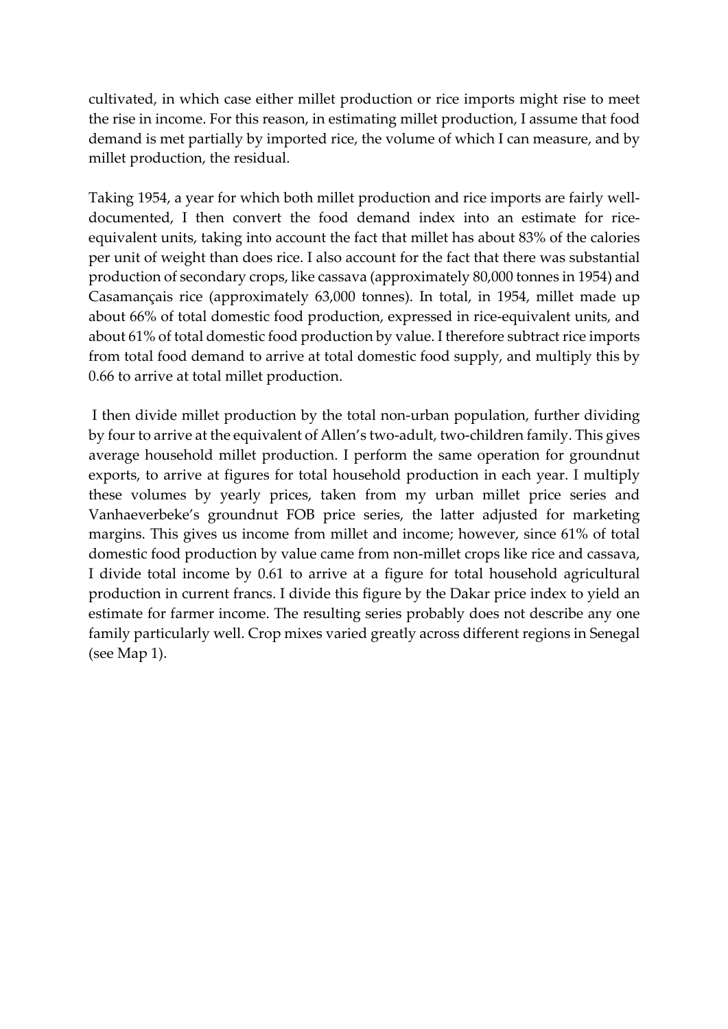cultivated, in which case either millet production or rice imports might rise to meet the rise in income. For this reason, in estimating millet production, I assume that food demand is met partially by imported rice, the volume of which I can measure, and by millet production, the residual.

Taking 1954, a year for which both millet production and rice imports are fairly well-documented, I then convert the food demand index into an estimate for rice-equivalent units, taking into account the fact that millet has about 83% of the calories per unit of weight than does rice. I also account for the fact that there was substantial production of secondary crops, like cassava (approximately 80,000 tonnes in 1954) and Casamançais rice (approximately 63,000 tonnes). In total, in 1954, millet made up about 66% of total domestic food production, expressed in rice-equivalent units, and about 61% of total domestic food production by value. I therefore subtract rice imports from total food demand to arrive at total domestic food supply, and multiply this by 0.66 to arrive at total millet production.

I then divide millet production by the total non-urban population, further dividing by four to arrive at the equivalent of Allen's two-adult, two-children family. This gives average household millet production. I perform the same operation for groundnut exports, to arrive at figures for total household production in each year. I multiply these volumes by yearly prices, taken from my urban millet price series and Vanhaeverbeke's groundnut FOB price series, the latter adjusted for marketing margins. This gives us income from millet and income; however, since 61% of total domestic food production by value came from non-millet crops like rice and cassava, I divide total income by 0.61 to arrive at a figure for total household agricultural production in current francs. I divide this figure by the Dakar price index to yield an estimate for farmer income. The resulting series probably does not describe any one family particularly well. Crop mixes varied greatly across different regions in Senegal (see Map 1).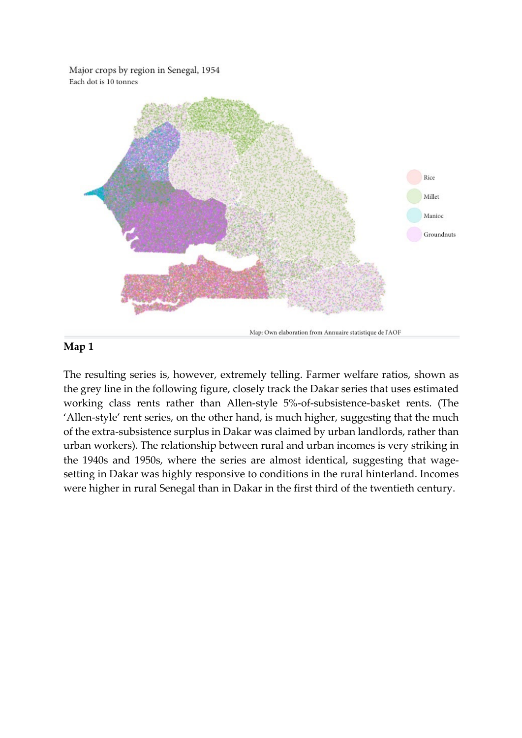Major crops by region in Senegal, 1954
Each dot is 10 tonnes

Rice
Millet
Manioc
Groundnuts

Map: Own elaboration from Annuaire statistique de l'AOF

**Map 1**

The resulting series is, however, extremely telling. Farmer welfare ratios, shown as the grey line in the following figure, closely track the Dakar series that uses estimated working class rents rather than Allen-style 5%-of-subsistence-basket rents. (The 'Allen-style' rent series, on the other hand, is much higher, suggesting that the much of the extra-subsistence surplus in Dakar was claimed by urban landlords, rather than urban workers). The relationship between rural and urban incomes is very striking in the 1940s and 1950s, where the series are almost identical, suggesting that wage-setting in Dakar was highly responsive to conditions in the rural hinterland. Incomes were higher in rural Senegal than in Dakar in the first third of the twentieth century.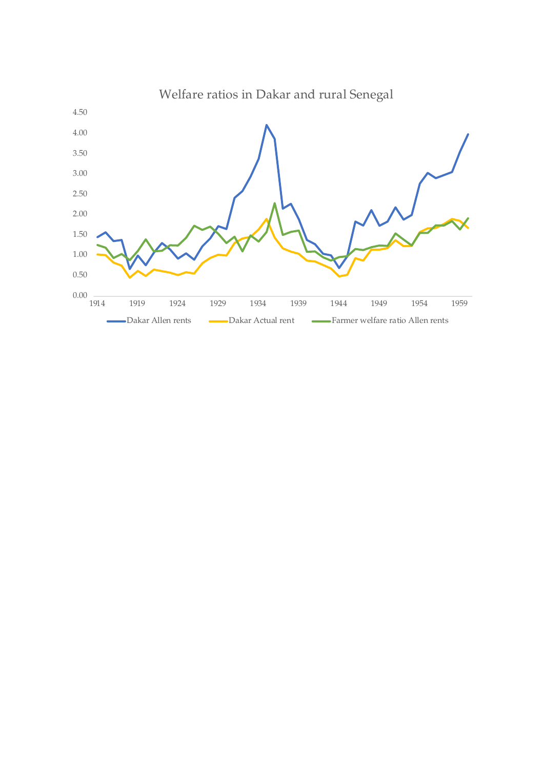Welfare ratios in Dakar and rural Senegal

4.50
4.00
3.50
3.00
2.50
2.00
1.50
1.00
0.50
0.00

1914
1919
1924
1929
1934
1939
1944
1949
1954
1959

Dakar Allen rents
Dakar Actual rent
Farmer welfare ratio Allen rents